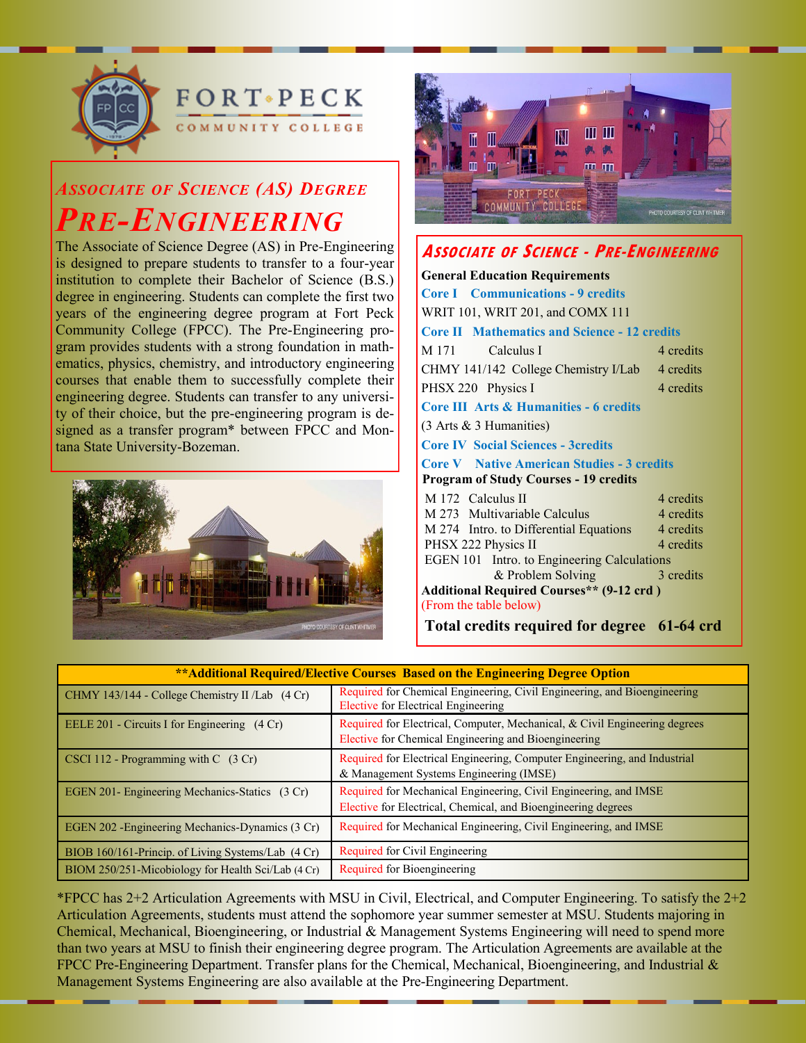# FORT PECK COMMUNITY COLLEGE

## *ASSOCIATE OF SCIENCE (AS) DEGREE*

# *PRE-ENGINEERING*

The Associate of Science Degree (AS) in Pre-Engineering is designed to prepare students to transfer to a four-year institution to complete their Bachelor of Science (B.S.) degree in engineering. Students can complete the first two years of the engineering degree program at Fort Peck Community College (FPCC). The Pre-Engineering program provides students with a strong foundation in mathematics, physics, chemistry, and introductory engineering courses that enable them to successfully complete their engineering degree. Students can transfer to any university of their choice, but the pre-engineering program is designed as a transfer program* between FPCC and Montana State University-Bozeman.

## *ASSOCIATE OF SCIENCE - PRE-ENGINEERING*

**General Education Requirements**

**Core I Communications - 9 credits**

WRIT 101, WRIT 201, and COMX 111

**Core II Mathematics and Science - 12 credits**

| | | |
|---|---|---|
| M 171 | Calculus I | 4 credits |
| CHMY 141/142 | College Chemistry I/Lab | 4 credits |
| PHSX 220 | Physics I | 4 credits |

**Core III Arts & Humanities - 6 credits**

(3 Arts & 3 Humanities)

**Core IV Social Sciences - 3credits**

**Core V Native American Studies - 3 credits**

**Program of Study Courses - 19 credits**

| | | |
|---|---|---|
| M 172 | Calculus II | 4 credits |
| M 273 | Multivariable Calculus | 4 credits |
| M 274 | Intro. to Differential Equations | 4 credits |
| PHSX 222 | Physics II | 4 credits |
| EGEN 101 | Intro. to Engineering Calculations & Problem Solving | 3 credits |

**Additional Required Courses** (9-12 crd )**

(From the table below)

**Total credits required for degree 61-64 crd**

| **\*\*Additional Required/Elective Courses Based on the Engineering Degree Option** | |
|---|---|
| CHMY 143/144 - College Chemistry II /Lab (4 Cr) | Required for Chemical Engineering, Civil Engineering, and Bioengineering<br>Elective for Electrical Engineering |
| EELE 201 - Circuits I for Engineering (4 Cr) | Required for Electrical, Computer, Mechanical, & Civil Engineering degrees<br>Elective for Chemical Engineering and Bioengineering |
| CSCI 112 - Programming with C (3 Cr) | Required for Electrical Engineering, Computer Engineering, and Industrial & Management Systems Engineering (IMSE) |
| EGEN 201- Engineering Mechanics-Statics (3 Cr) | Required for Mechanical Engineering, Civil Engineering, and IMSE<br>Elective for Electrical, Chemical, and Bioengineering degrees |
| EGEN 202 -Engineering Mechanics-Dynamics (3 Cr) | Required for Mechanical Engineering, Civil Engineering, and IMSE |
| BIOB 160/161-Princip. of Living Systems/Lab (4 Cr) | Required for Civil Engineering |
| BIOM 250/251-Micobiology for Health Sci/Lab (4 Cr) | Required for Bioengineering |

*FPCC has 2+2 Articulation Agreements with MSU in Civil, Electrical, and Computer Engineering. To satisfy the 2+2 Articulation Agreements, students must attend the sophomore year summer semester at MSU. Students majoring in Chemical, Mechanical, Bioengineering, or Industrial & Management Systems Engineering will need to spend more than two years at MSU to finish their engineering degree program. The Articulation Agreements are available at the FPCC Pre-Engineering Department. Transfer plans for the Chemical, Mechanical, Bioengineering, and Industrial & Management Systems Engineering are also available at the Pre-Engineering Department.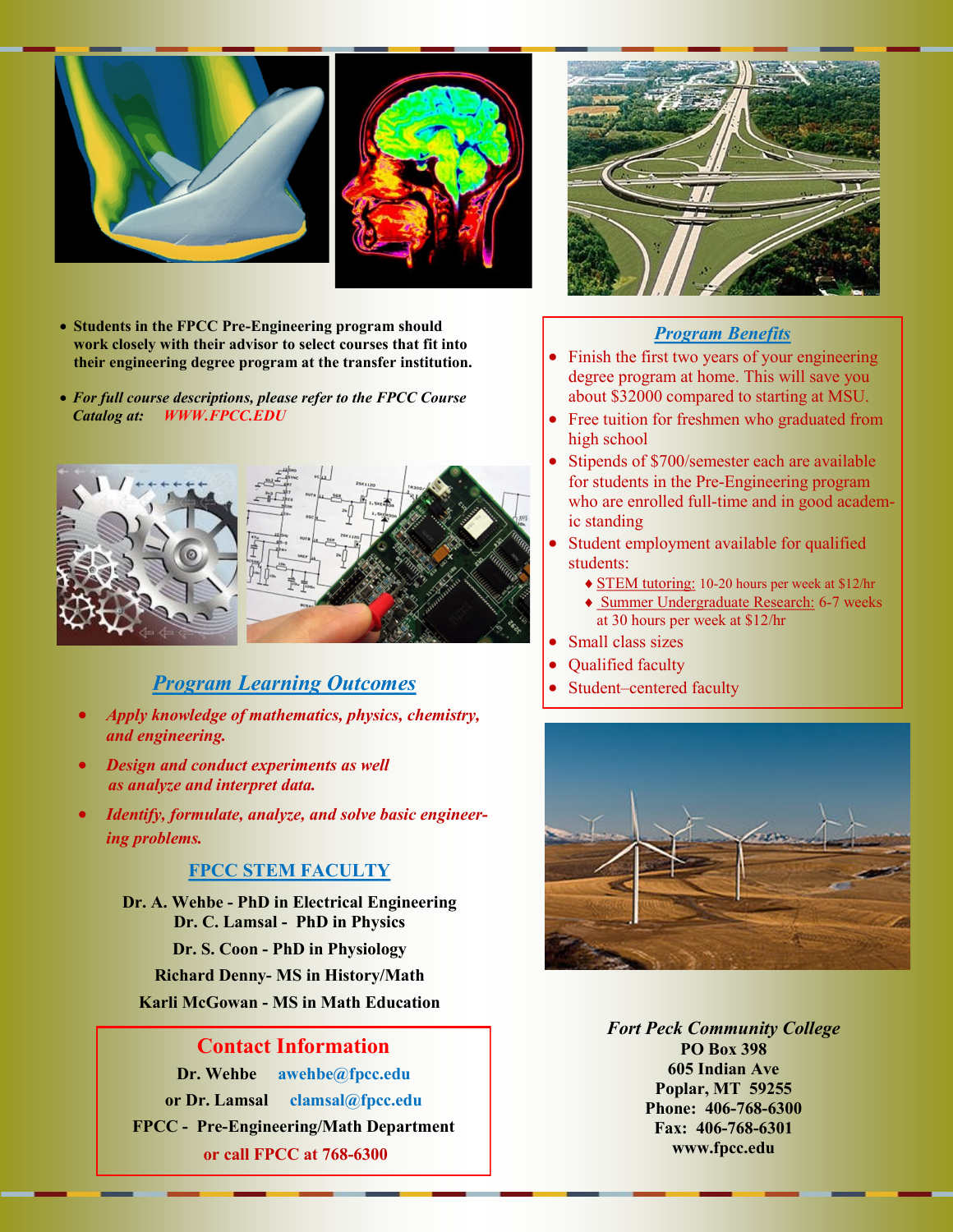- **Students in the FPCC Pre-Engineering program should work closely with their advisor to select courses that fit into their engineering degree program at the transfer institution.**

- ***For full course descriptions, please refer to the FPCC Course Catalog at: WWW.FPCC.EDU***

## *Program Learning Outcomes*

- ***Apply knowledge of mathematics, physics, chemistry, and engineering.***
- ***Design and conduct experiments as well as analyze and interpret data.***
- ***Identify, formulate, analyze, and solve basic engineering problems.***

## FPCC STEM FACULTY

**Dr. A. Wehbe - PhD in Electrical Engineering**
**Dr. C. Lamsal - PhD in Physics**
**Dr. S. Coon - PhD in Physiology**
**Richard Denny- MS in History/Math**
**Karli McGowan - MS in Math Education**

## Contact Information

**Dr. Wehbe awehbe@fpcc.edu**
**or Dr. Lamsal clamsal@fpcc.edu**
**FPCC - Pre-Engineering/Math Department**
**or call FPCC at 768-6300**

## *Program Benefits*

- Finish the first two years of your engineering degree program at home. This will save you about $32000 compared to starting at MSU.
- Free tuition for freshmen who graduated from high school
- Stipends of $700/semester each are available for students in the Pre-Engineering program who are enrolled full-time and in good academic standing
- Student employment available for qualified students:
  - STEM tutoring: 10-20 hours per week at $12/hr
  - Summer Undergraduate Research: 6-7 weeks at 30 hours per week at $12/hr
- Small class sizes
- Qualified faculty
- Student–centered faculty

***Fort Peck Community College***
**PO Box 398**
**605 Indian Ave**
**Poplar, MT 59255**
**Phone: 406-768-6300**
**Fax: 406-768-6301**
**www.fpcc.edu**